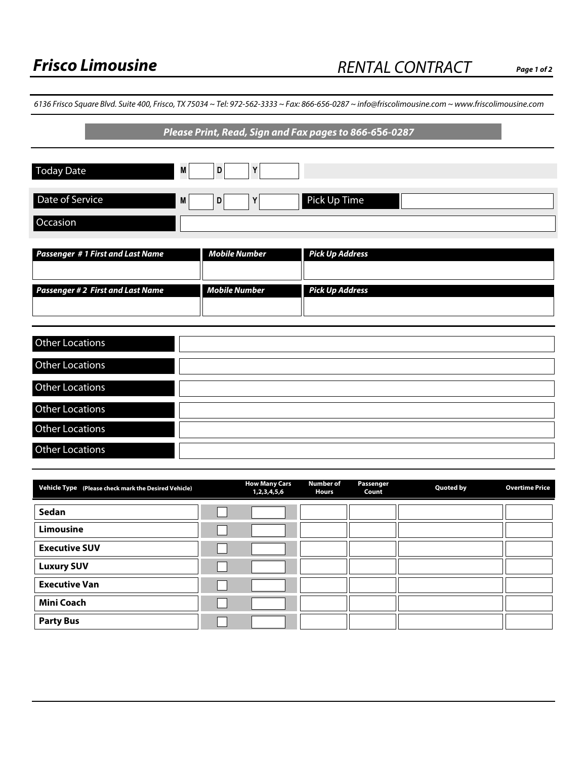# Frisco Limousine

## RENTAL CONTRACT

*6136 Frisco Square Blvd. Suite 400, Frisco, TX 75034 ~ Tel: 972-562-3333 ~ Fax: 866-656-0287 ~ info@friscolimousine.com ~ www.friscolimousine.com*

***Please Print, Read, Sign and Fax pages to 866-656-0287***

| | |
|---|---|
| Today Date | M ___ D ___ Y ___ |
| Date of Service | M ___ D ___ Y ___ |
| Pick Up Time | |
| Occasion | |

| ***Passenger # 1 First and Last Name*** | ***Mobile Number*** | ***Pick Up Address*** |
|---|---|---|
| | | |

| ***Passenger # 2 First and Last Name*** | ***Mobile Number*** | ***Pick Up Address*** |
|---|---|---|
| | | |

| | |
|---|---|
| Other Locations | |
| Other Locations | |
| Other Locations | |
| Other Locations | |
| Other Locations | |
| Other Locations | |

| **Vehicle Type** (Please check mark the Desired Vehicle) | | **How Many Cars 1,2,3,4,5,6** | **Number of Hours** | **Passenger Count** | **Quoted by** | **Overtime Price** |
|---|---|---|---|---|---|---|
| **Sedan** | ☐ | | | | | |
| **Limousine** | ☐ | | | | | |
| **Executive SUV** | ☐ | | | | | |
| **Luxury SUV** | ☐ | | | | | |
| **Executive Van** | ☐ | | | | | |
| **Mini Coach** | ☐ | | | | | |
| **Party Bus** | ☐ | | | | | |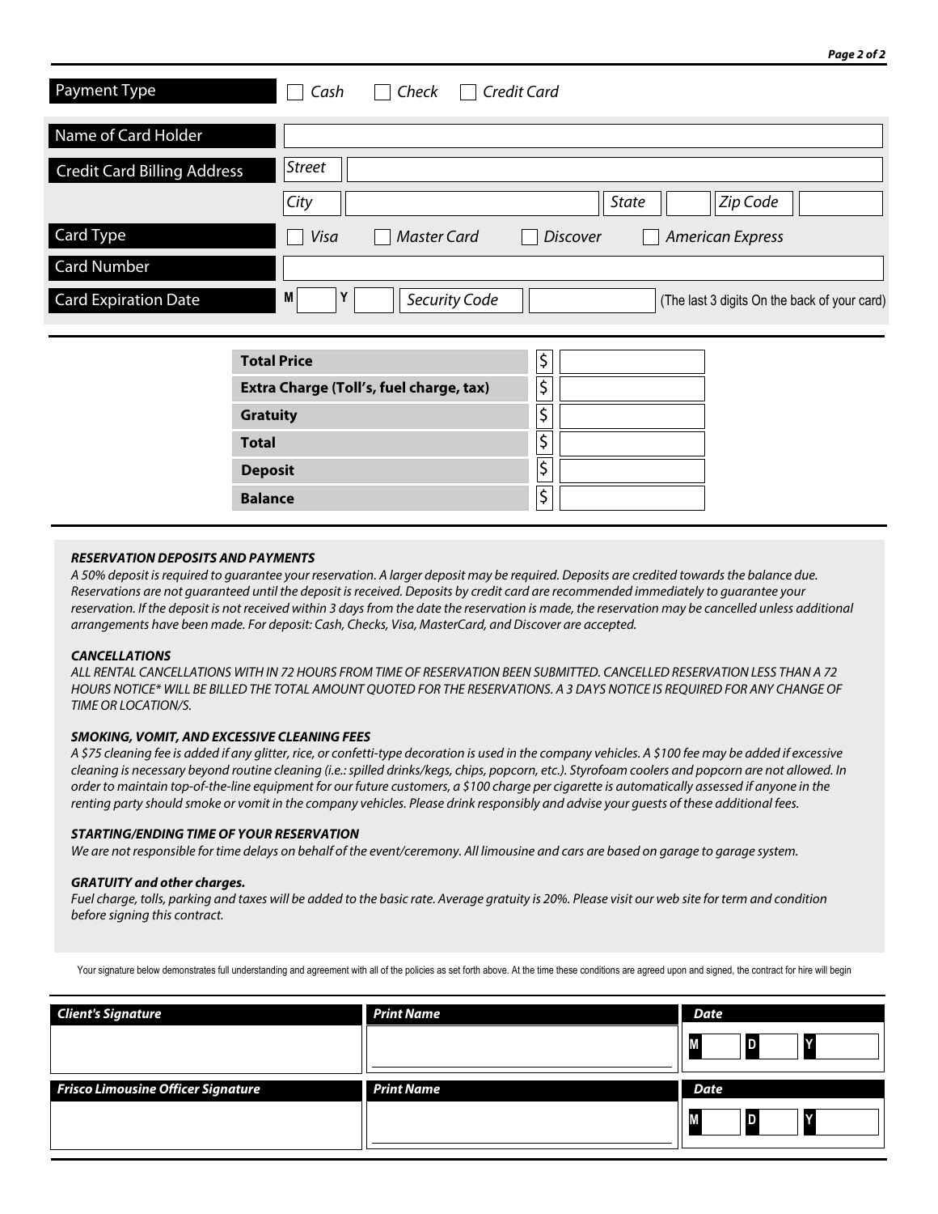| | |
|---|---|
| Payment Type | ☐ Cash ☐ Check ☐ Credit Card |
| Name of Card Holder | |
| Credit Card Billing Address | Street |
| | City / State / Zip Code |
| Card Type | ☐ Visa ☐ Master Card ☐ Discover ☐ American Express |
| Card Number | |
| Card Expiration Date | M / Y / Security Code (The last 3 digits On the back of your card) |

| | |
|---|---|
| **Total Price** | $ |
| **Extra Charge (Toll's, fuel charge, tax)** | $ |
| **Gratuity** | $ |
| **Total** | $ |
| **Deposit** | $ |
| **Balance** | $ |

***RESERVATION DEPOSITS AND PAYMENTS***

*A 50% deposit is required to guarantee your reservation. A larger deposit may be required. Deposits are credited towards the balance due. Reservations are not guaranteed until the deposit is received. Deposits by credit card are recommended immediately to guarantee your reservation. If the deposit is not received within 3 days from the date the reservation is made, the reservation may be cancelled unless additional arrangements have been made. For deposit: Cash, Checks, Visa, MasterCard, and Discover are accepted.*

***CANCELLATIONS***

*ALL RENTAL CANCELLATIONS WITH IN 72 HOURS FROM TIME OF RESERVATION BEEN SUBMITTED. CANCELLED RESERVATION LESS THAN A 72 HOURS NOTICE* WILL BE BILLED THE TOTAL AMOUNT QUOTED FOR THE RESERVATIONS. A 3 DAYS NOTICE IS REQUIRED FOR ANY CHANGE OF TIME OR LOCATION/S.*

***SMOKING, VOMIT, AND EXCESSIVE CLEANING FEES***

*A $75 cleaning fee is added if any glitter, rice, or confetti-type decoration is used in the company vehicles. A $100 fee may be added if excessive cleaning is necessary beyond routine cleaning (i.e.: spilled drinks/kegs, chips, popcorn, etc.). Styrofoam coolers and popcorn are not allowed. In order to maintain top-of-the-line equipment for our future customers, a $100 charge per cigarette is automatically assessed if anyone in the renting party should smoke or vomit in the company vehicles. Please drink responsibly and advise your guests of these additional fees.*

***STARTING/ENDING TIME OF YOUR RESERVATION***

*We are not responsible for time delays on behalf of the event/ceremony. All limousine and cars are based on garage to garage system.*

***GRATUITY and other charges.***

*Fuel charge, tolls, parking and taxes will be added to the basic rate. Average gratuity is 20%. Please visit our web site for term and condition before signing this contract.*

Your signature below demonstrates full understanding and agreement with all of the policies as set forth above. At the time these conditions are agreed upon and signed, the contract for hire will begin

| ***Client's Signature*** | ***Print Name*** | ***Date*** |
|---|---|---|
| | | M / D / Y |
| ***Frisco Limousine Officer Signature*** | ***Print Name*** | ***Date*** |
| | | M / D / Y |